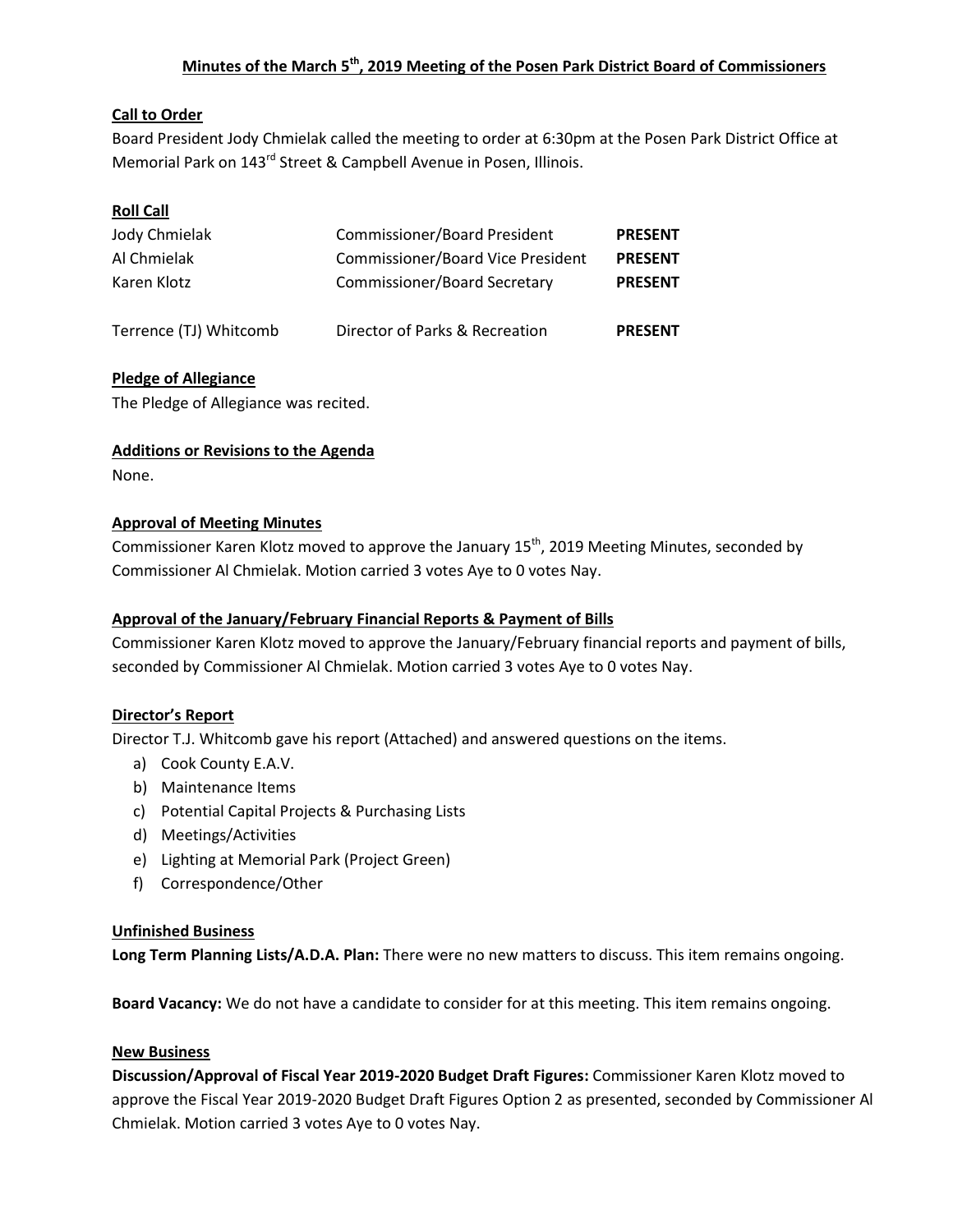# Minutes of the March 5th, 2019 Meeting of the Posen Park District Board of Commissioners

## Call to Order

Board President Jody Chmielak called the meeting to order at 6:30pm at the Posen Park District Office at Memorial Park on 143rd Street & Campbell Avenue in Posen, Illinois.

## Roll Call

| | | |
|---|---|---|
| Jody Chmielak | Commissioner/Board President | **PRESENT** |
| Al Chmielak | Commissioner/Board Vice President | **PRESENT** |
| Karen Klotz | Commissioner/Board Secretary | **PRESENT** |
| | | |
| Terrence (TJ) Whitcomb | Director of Parks & Recreation | **PRESENT** |

## Pledge of Allegiance

The Pledge of Allegiance was recited.

## Additions or Revisions to the Agenda

None.

## Approval of Meeting Minutes

Commissioner Karen Klotz moved to approve the January 15th, 2019 Meeting Minutes, seconded by Commissioner Al Chmielak. Motion carried 3 votes Aye to 0 votes Nay.

## Approval of the January/February Financial Reports & Payment of Bills

Commissioner Karen Klotz moved to approve the January/February financial reports and payment of bills, seconded by Commissioner Al Chmielak. Motion carried 3 votes Aye to 0 votes Nay.

## Director's Report

Director T.J. Whitcomb gave his report (Attached) and answered questions on the items.

a) Cook County E.A.V.
b) Maintenance Items
c) Potential Capital Projects & Purchasing Lists
d) Meetings/Activities
e) Lighting at Memorial Park (Project Green)
f) Correspondence/Other

## Unfinished Business

**Long Term Planning Lists/A.D.A. Plan:** There were no new matters to discuss. This item remains ongoing.

**Board Vacancy:** We do not have a candidate to consider for at this meeting. This item remains ongoing.

## New Business

**Discussion/Approval of Fiscal Year 2019-2020 Budget Draft Figures:** Commissioner Karen Klotz moved to approve the Fiscal Year 2019-2020 Budget Draft Figures Option 2 as presented, seconded by Commissioner Al Chmielak. Motion carried 3 votes Aye to 0 votes Nay.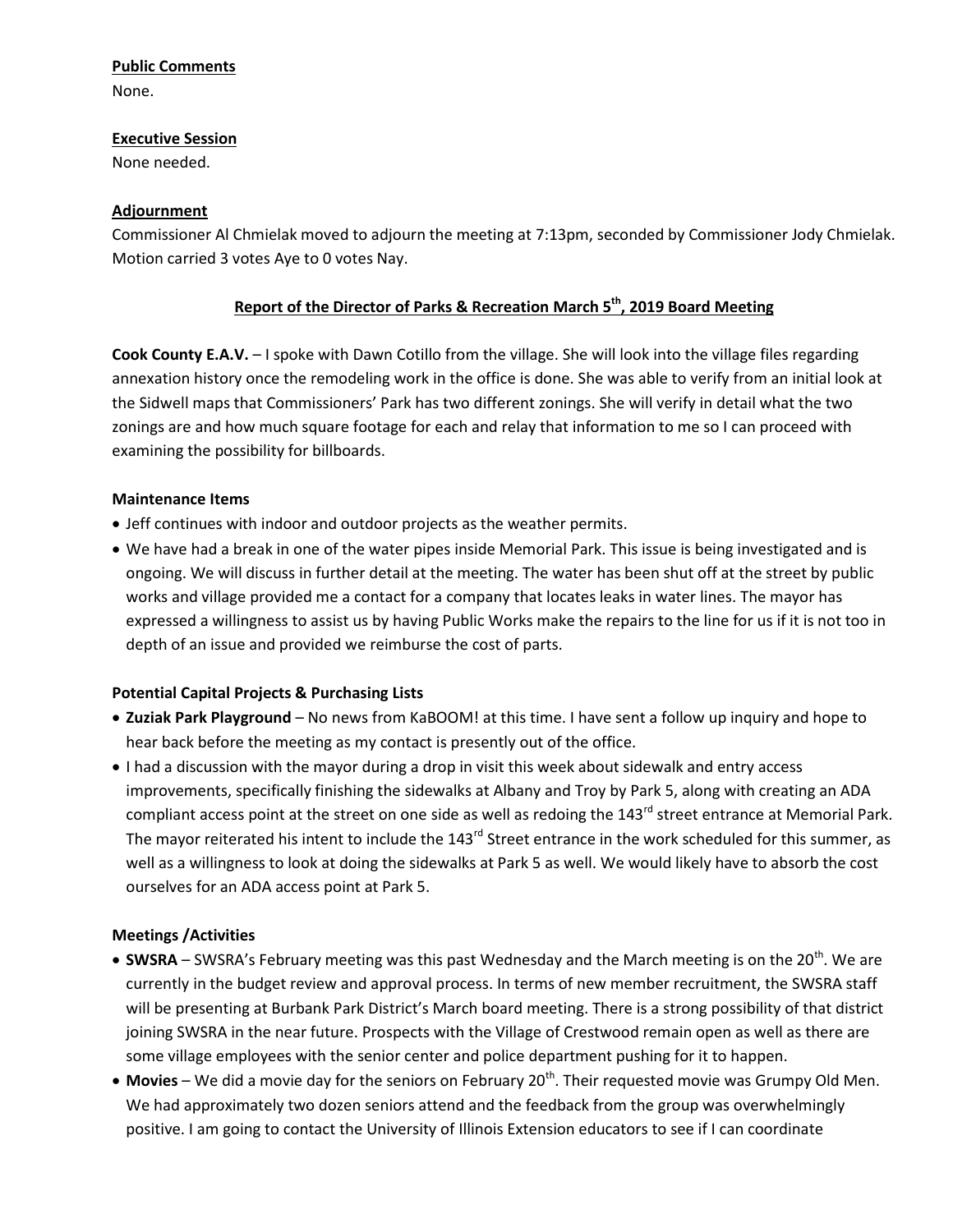**Public Comments**

None.

**Executive Session**

None needed.

**Adjournment**

Commissioner Al Chmielak moved to adjourn the meeting at 7:13pm, seconded by Commissioner Jody Chmielak. Motion carried 3 votes Aye to 0 votes Nay.

## Report of the Director of Parks & Recreation March 5th, 2019 Board Meeting

**Cook County E.A.V.** – I spoke with Dawn Cotillo from the village. She will look into the village files regarding annexation history once the remodeling work in the office is done. She was able to verify from an initial look at the Sidwell maps that Commissioners' Park has two different zonings. She will verify in detail what the two zonings are and how much square footage for each and relay that information to me so I can proceed with examining the possibility for billboards.

**Maintenance Items**

- Jeff continues with indoor and outdoor projects as the weather permits.
- We have had a break in one of the water pipes inside Memorial Park. This issue is being investigated and is ongoing. We will discuss in further detail at the meeting. The water has been shut off at the street by public works and village provided me a contact for a company that locates leaks in water lines. The mayor has expressed a willingness to assist us by having Public Works make the repairs to the line for us if it is not too in depth of an issue and provided we reimburse the cost of parts.

**Potential Capital Projects & Purchasing Lists**

- **Zuziak Park Playground** – No news from KaBOOM! at this time. I have sent a follow up inquiry and hope to hear back before the meeting as my contact is presently out of the office.
- I had a discussion with the mayor during a drop in visit this week about sidewalk and entry access improvements, specifically finishing the sidewalks at Albany and Troy by Park 5, along with creating an ADA compliant access point at the street on one side as well as redoing the 143rd street entrance at Memorial Park. The mayor reiterated his intent to include the 143rd Street entrance in the work scheduled for this summer, as well as a willingness to look at doing the sidewalks at Park 5 as well. We would likely have to absorb the cost ourselves for an ADA access point at Park 5.

**Meetings /Activities**

- **SWSRA** – SWSRA's February meeting was this past Wednesday and the March meeting is on the 20th. We are currently in the budget review and approval process. In terms of new member recruitment, the SWSRA staff will be presenting at Burbank Park District's March board meeting. There is a strong possibility of that district joining SWSRA in the near future. Prospects with the Village of Crestwood remain open as well as there are some village employees with the senior center and police department pushing for it to happen.
- **Movies** – We did a movie day for the seniors on February 20th. Their requested movie was Grumpy Old Men. We had approximately two dozen seniors attend and the feedback from the group was overwhelmingly positive. I am going to contact the University of Illinois Extension educators to see if I can coordinate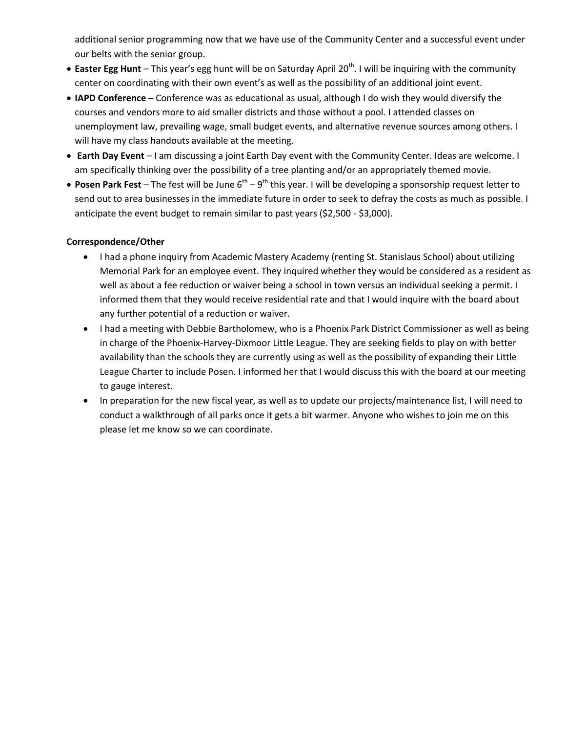additional senior programming now that we have use of the Community Center and a successful event under our belts with the senior group.

- **Easter Egg Hunt** – This year's egg hunt will be on Saturday April 20th. I will be inquiring with the community center on coordinating with their own event's as well as the possibility of an additional joint event.
- **IAPD Conference** – Conference was as educational as usual, although I do wish they would diversify the courses and vendors more to aid smaller districts and those without a pool. I attended classes on unemployment law, prevailing wage, small budget events, and alternative revenue sources among others. I will have my class handouts available at the meeting.
- **Earth Day Event** – I am discussing a joint Earth Day event with the Community Center. Ideas are welcome. I am specifically thinking over the possibility of a tree planting and/or an appropriately themed movie.
- **Posen Park Fest** – The fest will be June 6th – 9th this year. I will be developing a sponsorship request letter to send out to area businesses in the immediate future in order to seek to defray the costs as much as possible. I anticipate the event budget to remain similar to past years ($2,500 - $3,000).

**Correspondence/Other**

- I had a phone inquiry from Academic Mastery Academy (renting St. Stanislaus School) about utilizing Memorial Park for an employee event. They inquired whether they would be considered as a resident as well as about a fee reduction or waiver being a school in town versus an individual seeking a permit. I informed them that they would receive residential rate and that I would inquire with the board about any further potential of a reduction or waiver.
- I had a meeting with Debbie Bartholomew, who is a Phoenix Park District Commissioner as well as being in charge of the Phoenix-Harvey-Dixmoor Little League. They are seeking fields to play on with better availability than the schools they are currently using as well as the possibility of expanding their Little League Charter to include Posen. I informed her that I would discuss this with the board at our meeting to gauge interest.
- In preparation for the new fiscal year, as well as to update our projects/maintenance list, I will need to conduct a walkthrough of all parks once it gets a bit warmer. Anyone who wishes to join me on this please let me know so we can coordinate.